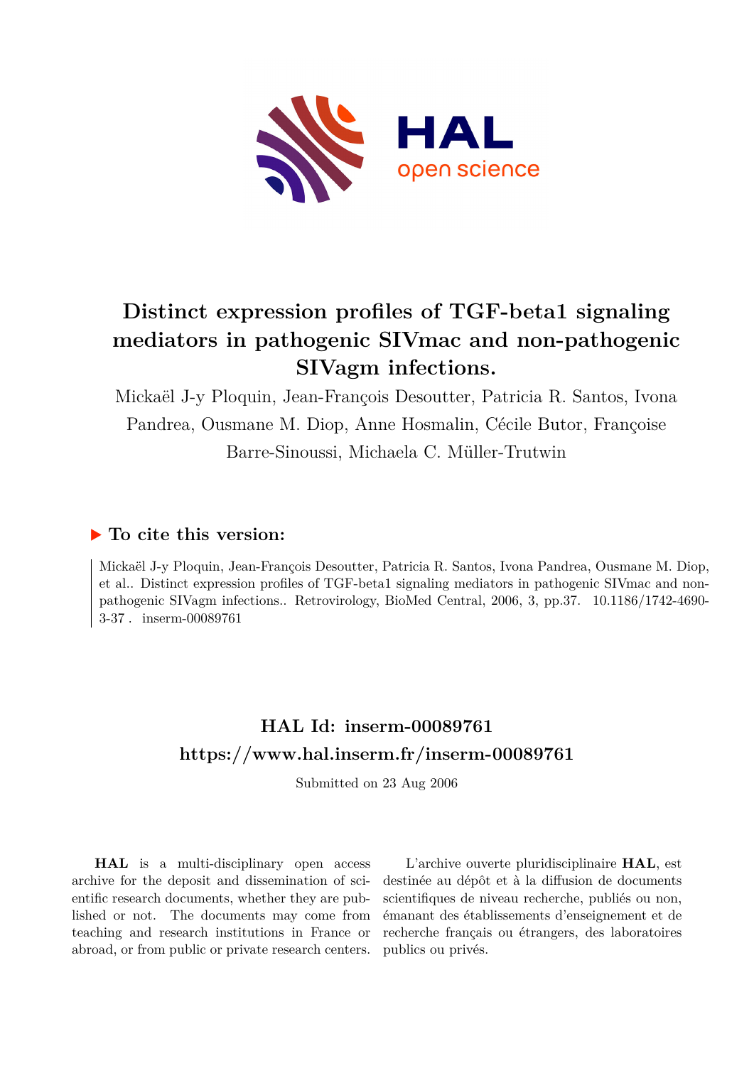# Distinct expression profiles of TGF-beta1 signaling mediators in pathogenic SIVmac and non-pathogenic SIVagm infections.

Mickaël J-y Ploquin, Jean-François Desoutter, Patricia R. Santos, Ivona Pandrea, Ousmane M. Diop, Anne Hosmalin, Cécile Butor, Françoise Barre-Sinoussi, Michaela C. Müller-Trutwin

## ▶ To cite this version:

Mickaël J-y Ploquin, Jean-François Desoutter, Patricia R. Santos, Ivona Pandrea, Ousmane M. Diop, et al.. Distinct expression profiles of TGF-beta1 signaling mediators in pathogenic SIVmac and non-pathogenic SIVagm infections.. Retrovirology, BioMed Central, 2006, 3, pp.37. 10.1186/1742-4690-3-37. inserm-00089761

## HAL Id: inserm-00089761

## https://www.hal.inserm.fr/inserm-00089761

Submitted on 23 Aug 2006

**HAL** is a multi-disciplinary open access archive for the deposit and dissemination of scientific research documents, whether they are published or not. The documents may come from teaching and research institutions in France or abroad, or from public or private research centers.

L'archive ouverte pluridisciplinaire **HAL**, est destinée au dépôt et à la diffusion de documents scientifiques de niveau recherche, publiés ou non, émanant des établissements d'enseignement et de recherche français ou étrangers, des laboratoires publics ou privés.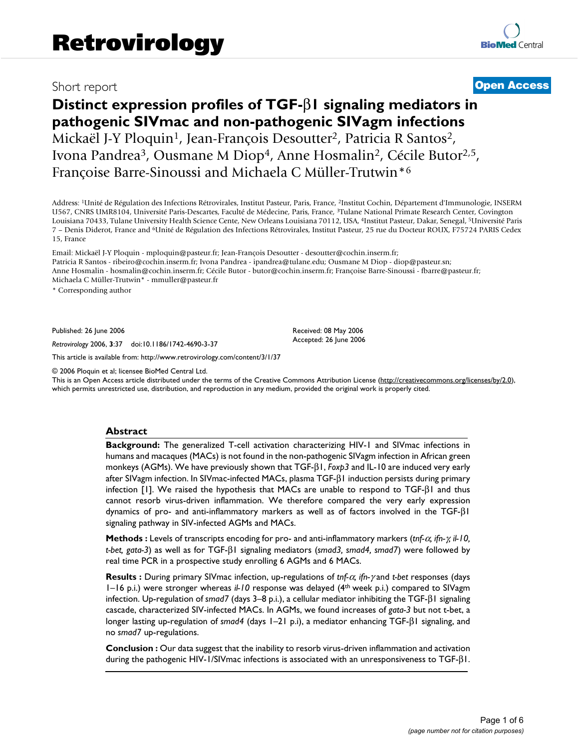Short report

# Distinct expression profiles of TGF-β1 signaling mediators in pathogenic SIVmac and non-pathogenic SIVagm infections

Mickaël J-Y Ploquin[1], Jean-François Desoutter[2], Patricia R Santos[2], Ivona Pandrea[3], Ousmane M Diop[4], Anne Hosmalin[2], Cécile Butor[2,5], Françoise Barre-Sinoussi and Michaela C Müller-Trutwin*[6]

Address: [1]Unité de Régulation des Infections Rétrovirales, Institut Pasteur, Paris, France, [2]Institut Cochin, Département d'Immunologie, INSERM U567, CNRS UMR8104, Université Paris-Descartes, Faculté de Médecine, Paris, France, [3]Tulane National Primate Research Center, Covington Louisiana 70433, Tulane University Health Science Cente, New Orleans Louisiana 70112, USA, [4]Institut Pasteur, Dakar, Senegal, [5]Université Paris 7 – Denis Diderot, France and [6]Unité de Régulation des Infections Rétrovirales, Institut Pasteur, 25 rue du Docteur ROUX, F75724 PARIS Cedex 15, France

Email: Mickaël J-Y Ploquin - mploquin@pasteur.fr; Jean-François Desoutter - desoutter@cochin.inserm.fr; Patricia R Santos - ribeiro@cochin.inserm.fr; Ivona Pandrea - ipandrea@tulane.edu; Ousmane M Diop - diop@pasteur.sn; Anne Hosmalin - hosmalin@cochin.inserm.fr; Cécile Butor - butor@cochin.inserm.fr; Françoise Barre-Sinoussi - fbarre@pasteur.fr; Michaela C Müller-Trutwin* - mmuller@pasteur.fr

\* Corresponding author

Published: 26 June 2006

*Retrovirology* 2006, **3**:37 doi:10.1186/1742-4690-3-37

Received: 08 May 2006
Accepted: 26 June 2006

This article is available from: http://www.retrovirology.com/content/3/1/37

© 2006 Ploquin et al; licensee BioMed Central Ltd.
This is an Open Access article distributed under the terms of the Creative Commons Attribution License (http://creativecommons.org/licenses/by/2.0), which permits unrestricted use, distribution, and reproduction in any medium, provided the original work is properly cited.

## Abstract

**Background:** The generalized T-cell activation characterizing HIV-1 and SIVmac infections in humans and macaques (MACs) is not found in the non-pathogenic SIVagm infection in African green monkeys (AGMs). We have previously shown that TGF-β1, *Foxp3* and IL-10 are induced very early after SIVagm infection. In SIVmac-infected MACs, plasma TGF-β1 induction persists during primary infection [1]. We raised the hypothesis that MACs are unable to respond to TGF-β1 and thus cannot resorb virus-driven inflammation. We therefore compared the very early expression dynamics of pro- and anti-inflammatory markers as well as of factors involved in the TGF-β1 signaling pathway in SIV-infected AGMs and MACs.

**Methods :** Levels of transcripts encoding for pro- and anti-inflammatory markers (*tnf-α, ifn-γ, il-10, t-bet, gata-3*) as well as for TGF-β1 signaling mediators (*smad3, smad4, smad7*) were followed by real time PCR in a prospective study enrolling 6 AGMs and 6 MACs.

**Results :** During primary SIVmac infection, up-regulations of *tnf-α, ifn-γ* and *t-bet* responses (days 1–16 p.i.) were stronger whereas *il-10* response was delayed (4th week p.i.) compared to SIVagm infection. Up-regulation of *smad7* (days 3–8 p.i.), a cellular mediator inhibiting the TGF-β1 signaling cascade, characterized SIV-infected MACs. In AGMs, we found increases of *gata-3* but not t-bet, a longer lasting up-regulation of *smad4* (days 1–21 p.i), a mediator enhancing TGF-β1 signaling, and no *smad7* up-regulations.

**Conclusion :** Our data suggest that the inability to resorb virus-driven inflammation and activation during the pathogenic HIV-1/SIVmac infections is associated with an unresponsiveness to TGF-β1.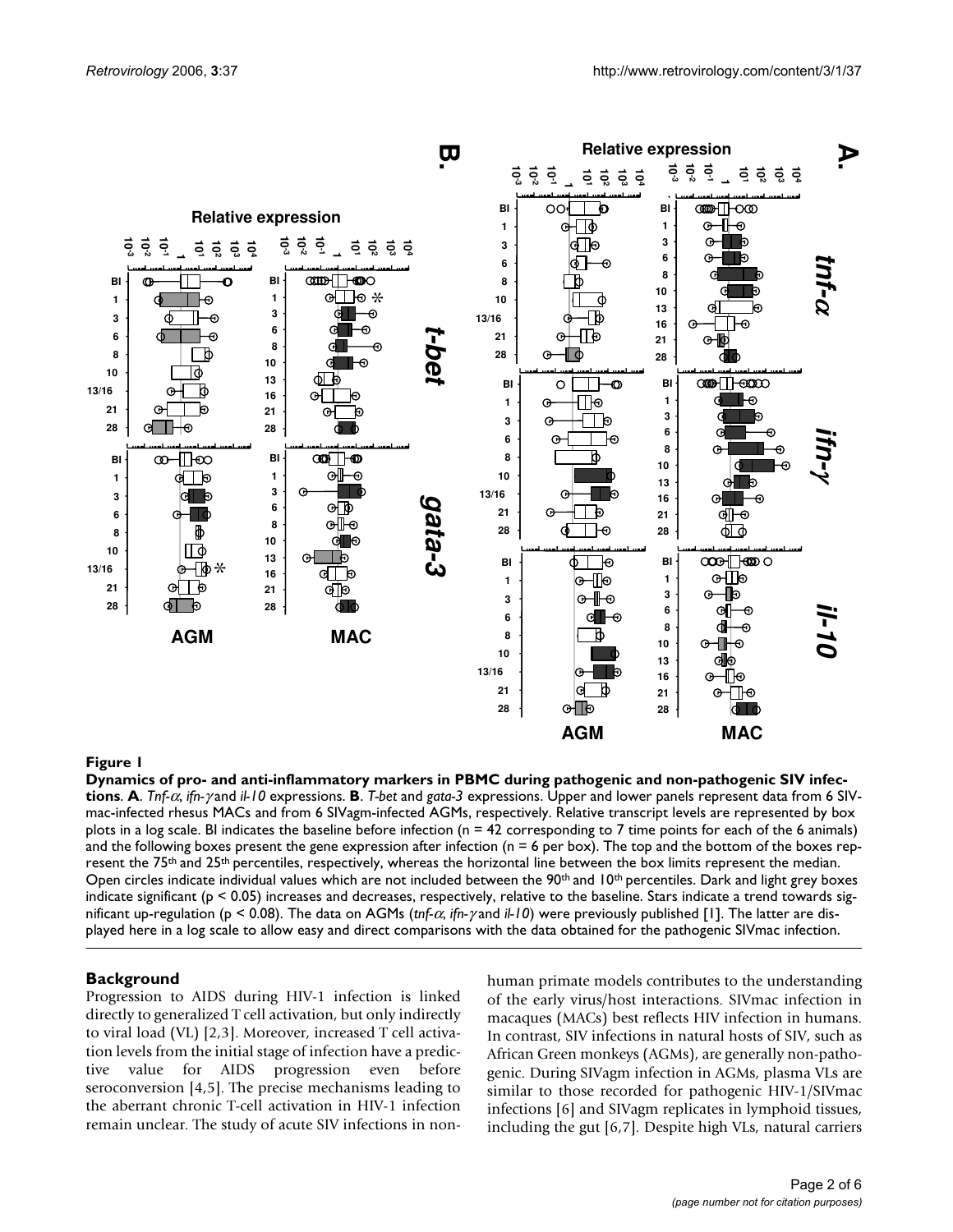**Figure 1**

**Dynamics of pro- and anti-inflammatory markers in PBMC during pathogenic and non-pathogenic SIV infections**. **A**. *Tnf-α*, *ifn-γ* and *il-10* expressions. **B**. *T-bet* and *gata-3* expressions. Upper and lower panels represent data from 6 SIVmac-infected rhesus MACs and from 6 SIVagm-infected AGMs, respectively. Relative transcript levels are represented by box plots in a log scale. BI indicates the baseline before infection (n = 42 corresponding to 7 time points for each of the 6 animals) and the following boxes present the gene expression after infection (n = 6 per box). The top and the bottom of the boxes represent the 75th and 25th percentiles, respectively, whereas the horizontal line between the box limits represent the median. Open circles indicate individual values which are not included between the 90th and 10th percentiles. Dark and light grey boxes indicate significant ($p < 0.05$) increases and decreases, respectively, relative to the baseline. Stars indicate a trend towards significant up-regulation ($p < 0.08$). The data on AGMs (*tnf-α*, *ifn-γ* and *il-10*) were previously published [1]. The latter are displayed here in a log scale to allow easy and direct comparisons with the data obtained for the pathogenic SIVmac infection.

## Background

Progression to AIDS during HIV-1 infection is linked directly to generalized T cell activation, but only indirectly to viral load (VL) [2,3]. Moreover, increased T cell activation levels from the initial stage of infection have a predictive value for AIDS progression even before seroconversion [4,5]. The precise mechanisms leading to the aberrant chronic T-cell activation in HIV-1 infection remain unclear. The study of acute SIV infections in non-human primate models contributes to the understanding of the early virus/host interactions. SIVmac infection in macaques (MACs) best reflects HIV infection in humans. In contrast, SIV infections in natural hosts of SIV, such as African Green monkeys (AGMs), are generally non-pathogenic. During SIVagm infection in AGMs, plasma VLs are similar to those recorded for pathogenic HIV-1/SIVmac infections [6] and SIVagm replicates in lymphoid tissues, including the gut [6,7]. Despite high VLs, natural carriers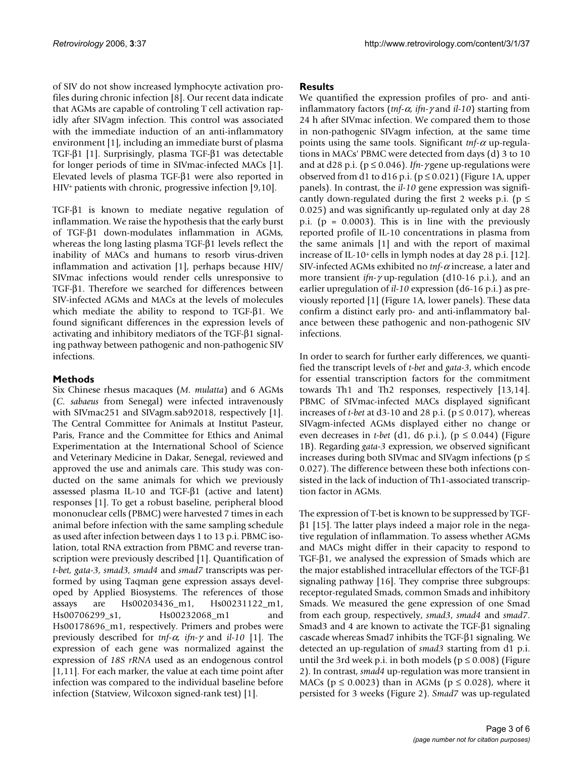of SIV do not show increased lymphocyte activation profiles during chronic infection [8]. Our recent data indicate that AGMs are capable of controling T cell activation rapidly after SIVagm infection. This control was associated with the immediate induction of an anti-inflammatory environment [1], including an immediate burst of plasma TGF-β1 [1]. Surprisingly, plasma TGF-β1 was detectable for longer periods of time in SIVmac-infected MACs [1]. Elevated levels of plasma TGF-β1 were also reported in HIV[+] patients with chronic, progressive infection [9,10].

TGF-β1 is known to mediate negative regulation of inflammation. We raise the hypothesis that the early burst of TGF-β1 down-modulates inflammation in AGMs, whereas the long lasting plasma TGF-β1 levels reflect the inability of MACs and humans to resorb virus-driven inflammation and activation [1], perhaps because HIV/SIVmac infections would render cells unresponsive to TGF-β1. Therefore we searched for differences between SIV-infected AGMs and MACs at the levels of molecules which mediate the ability to respond to TGF-β1. We found significant differences in the expression levels of activating and inhibitory mediators of the TGF-β1 signaling pathway between pathogenic and non-pathogenic SIV infections.

## Methods

Six Chinese rhesus macaques (*M. mulatta*) and 6 AGMs (*C. sabaeus* from Senegal) were infected intravenously with SIVmac251 and SIVagm.sab92018, respectively [1]. The Central Committee for Animals at Institut Pasteur, Paris, France and the Committee for Ethics and Animal Experimentation at the International School of Science and Veterinary Medicine in Dakar, Senegal, reviewed and approved the use and animals care. This study was conducted on the same animals for which we previously assessed plasma IL-10 and TGF-β1 (active and latent) responses [1]. To get a robust baseline, peripheral blood mononuclear cells (PBMC) were harvested 7 times in each animal before infection with the same sampling schedule as used after infection between days 1 to 13 p.i. PBMC isolation, total RNA extraction from PBMC and reverse transcription were previously described [1]. Quantification of *t-bet, gata-3, smad3, smad4* and *smad7* transcripts was performed by using Taqman gene expression assays developed by Applied Biosystems. The references of those assays are Hs00203436_m1, Hs00231122_m1, Hs00706299_s1, Hs00232068_m1 and Hs00178696_m1, respectively. Primers and probes were previously described for *tnf-α, ifn-γ* and *il-10* [1]. The expression of each gene was normalized against the expression of *18S rRNA* used as an endogenous control [1,11]. For each marker, the value at each time point after infection was compared to the individual baseline before infection (Statview, Wilcoxon signed-rank test) [1].

## Results

We quantified the expression profiles of pro- and anti-inflammatory factors (*tnf-α, ifn-γ* and *il-10*) starting from 24 h after SIVmac infection. We compared them to those in non-pathogenic SIVagm infection, at the same time points using the same tools. Significant *tnf-α* up-regulations in MACs' PBMC were detected from days (d) 3 to 10 and at d28 p.i. ($p \leq 0.046$). *Ifn-γ* gene up-regulations were observed from d1 to d16 p.i. ($p \leq 0.021$) (Figure 1A, upper panels). In contrast, the *il-10* gene expression was significantly down-regulated during the first 2 weeks p.i. ($p \leq 0.025$) and was significantly up-regulated only at day 28 p.i. ($p = 0.0003$). This is in line with the previously reported profile of IL-10 concentrations in plasma from the same animals [1] and with the report of maximal increase of IL-10[+] cells in lymph nodes at day 28 p.i. [12]. SIV-infected AGMs exhibited no *tnf-α* increase, a later and more transient *ifn-γ* up-regulation (d10-16 p.i.), and an earlier upregulation of *il-10* expression (d6-16 p.i.) as previously reported [1] (Figure 1A, lower panels). These data confirm a distinct early pro- and anti-inflammatory balance between these pathogenic and non-pathogenic SIV infections.

In order to search for further early differences, we quantified the transcript levels of *t-bet* and *gata-3*, which encode for essential transcription factors for the commitment towards Th1 and Th2 responses, respectively [13,14]. PBMC of SIVmac-infected MACs displayed significant increases of *t-bet* at d3-10 and 28 p.i. ($p \leq 0.017$), whereas SIVagm-infected AGMs displayed either no change or even decreases in *t-bet* (d1, d6 p.i.), ($p \leq 0.044$) (Figure 1B). Regarding *gata-3* expression, we observed significant increases during both SIVmac and SIVagm infections ($p \leq 0.027$). The difference between these both infections consisted in the lack of induction of Th1-associated transcription factor in AGMs.

The expression of T-bet is known to be suppressed by TGF-β1 [15]. The latter plays indeed a major role in the negative regulation of inflammation. To assess whether AGMs and MACs might differ in their capacity to respond to TGF-β1, we analysed the expression of Smads which are the major intracellular effectors of the TGF-β1 signaling pathway [16]. They comprise three subgroups: receptor-regulated Smads, common Smads and inhibitory Smads. We measured the gene expression of one Smad from each group, respectively, *smad3*, *smad4* and *smad7*. Smad3 and 4 are known to activate the TGF-β1 signaling cascade whereas Smad7 inhibits the TGF-β1 signaling. We detected an up-regulation of *smad3* starting from d1 p.i. until the 3rd week p.i. in both models ($p \leq 0.008$) (Figure 2). In contrast, *smad4* up-regulation was more transient in MACs ($p \leq 0.0023$) than in AGMs ($p \leq 0.028$), where it persisted for 3 weeks (Figure 2). *Smad7* was up-regulated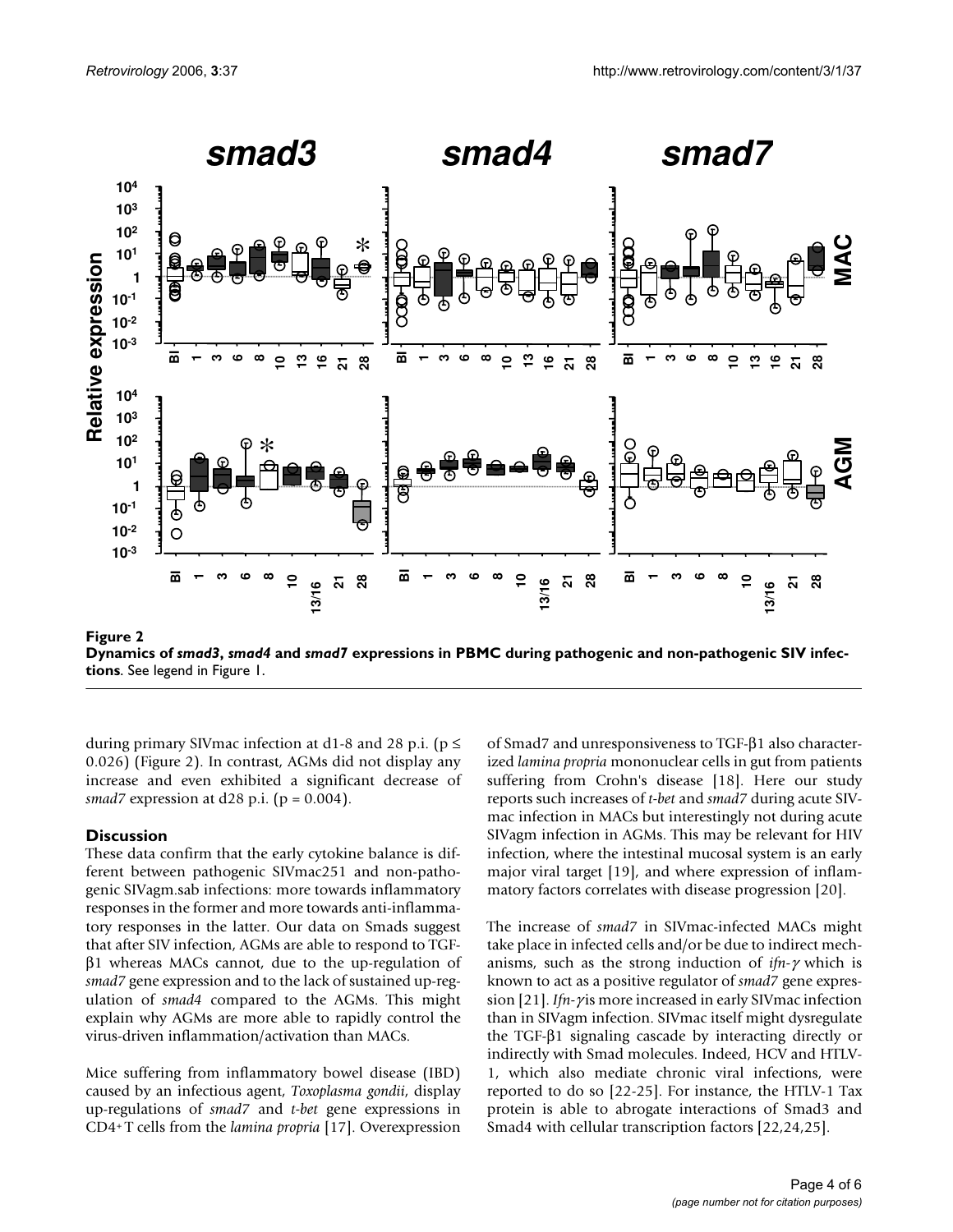**Figure 2**
**Dynamics of *smad3*, *smad4* and *smad7* expressions in PBMC during pathogenic and non-pathogenic SIV infections**. See legend in Figure 1.

during primary SIVmac infection at d1-8 and 28 p.i. ($p \leq 0.026$) (Figure 2). In contrast, AGMs did not display any increase and even exhibited a significant decrease of *smad7* expression at d28 p.i. ($p = 0.004$).

## Discussion

These data confirm that the early cytokine balance is different between pathogenic SIVmac251 and non-pathogenic SIVagm.sab infections: more towards inflammatory responses in the former and more towards anti-inflammatory responses in the latter. Our data on Smads suggest that after SIV infection, AGMs are able to respond to TGF-β1 whereas MACs cannot, due to the up-regulation of *smad7* gene expression and to the lack of sustained up-regulation of *smad4* compared to the AGMs. This might explain why AGMs are more able to rapidly control the virus-driven inflammation/activation than MACs.

Mice suffering from inflammatory bowel disease (IBD) caused by an infectious agent, *Toxoplasma gondii*, display up-regulations of *smad7* and *t-bet* gene expressions in CD4+ T cells from the *lamina propria* [17]. Overexpression of Smad7 and unresponsiveness to TGF-β1 also characterized *lamina propria* mononuclear cells in gut from patients suffering from Crohn's disease [18]. Here our study reports such increases of *t-bet* and *smad7* during acute SIVmac infection in MACs but interestingly not during acute SIVagm infection in AGMs. This may be relevant for HIV infection, where the intestinal mucosal system is an early major viral target [19], and where expression of inflammatory factors correlates with disease progression [20].

The increase of *smad7* in SIVmac-infected MACs might take place in infected cells and/or be due to indirect mechanisms, such as the strong induction of *ifn-γ* which is known to act as a positive regulator of *smad7* gene expression [21]. *Ifn-γ* is more increased in early SIVmac infection than in SIVagm infection. SIVmac itself might dysregulate the TGF-β1 signaling cascade by interacting directly or indirectly with Smad molecules. Indeed, HCV and HTLV-1, which also mediate chronic viral infections, were reported to do so [22-25]. For instance, the HTLV-1 Tax protein is able to abrogate interactions of Smad3 and Smad4 with cellular transcription factors [22,24,25].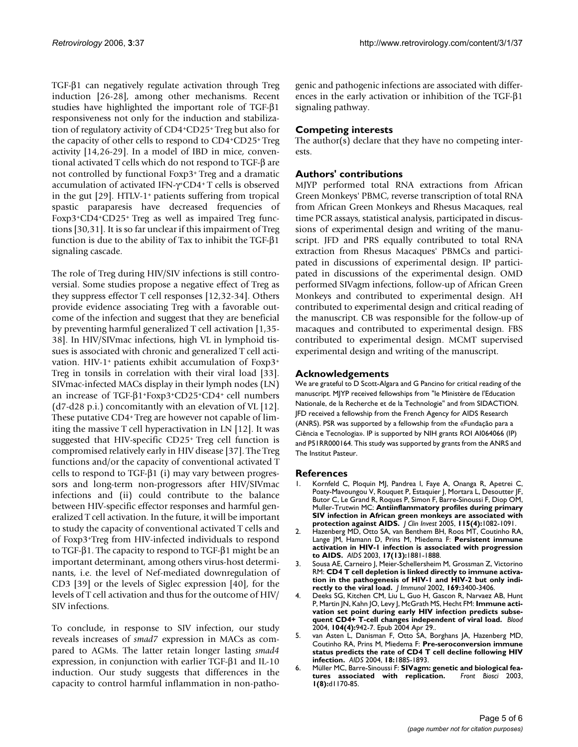TGF-β1 can negatively regulate activation through Treg induction [26-28], among other mechanisms. Recent studies have highlighted the important role of TGF-β1 responsiveness not only for the induction and stabilization of regulatory activity of $CD4^+CD25^+$ Treg but also for the capacity of other cells to respond to $CD4^+CD25^+$ Treg activity [14,26-29]. In a model of IBD in mice, conventional activated T cells which do not respond to TGF-β are not controlled by functional $Foxp3^+$ Treg and a dramatic accumulation of activated IFN-$\gamma^+CD4^+$ T cells is observed in the gut [29]. HTLV-$1^+$ patients suffering from tropical spastic paraparesis have decreased frequencies of $Foxp3^+CD4^+CD25^+$ Treg as well as impaired Treg functions [30,31]. It is so far unclear if this impairment of Treg function is due to the ability of Tax to inhibit the TGF-β1 signaling cascade.

The role of Treg during HIV/SIV infections is still controversial. Some studies propose a negative effect of Treg as they suppress effector T cell responses [12,32-34]. Others provide evidence associating Treg with a favorable outcome of the infection and suggest that they are beneficial by preventing harmful generalized T cell activation [1,35-38]. In HIV/SIVmac infections, high VL in lymphoid tissues is associated with chronic and generalized T cell activation. HIV-$1^+$ patients exhibit accumulation of $Foxp3^+$ Treg in tonsils in correlation with their viral load [33]. SIVmac-infected MACs display in their lymph nodes (LN) an increase of TGF-$\beta1^+Foxp3^+CD25^+CD4^+$ cell numbers (d7-d28 p.i.) concomitantly with an elevation of VL [12]. These putative $CD4^+$ Treg are however not capable of limiting the massive T cell hyperactivation in LN [12]. It was suggested that HIV-specific $CD25^+$ Treg cell function is compromised relatively early in HIV disease [37]. The Treg functions and/or the capacity of conventional activated T cells to respond to TGF-β1 (i) may vary between progressors and long-term non-progressors after HIV/SIVmac infections and (ii) could contribute to the balance between HIV-specific effector responses and harmful generalized T cell activation. In the future, it will be important to study the capacity of conventional activated T cells and of $Foxp3^+$Treg from HIV-infected individuals to respond to TGF-β1. The capacity to respond to TGF-β1 might be an important determinant, among others virus-host determinants, i.e. the level of Nef-mediated downregulation of CD3 [39] or the levels of Siglec expression [40], for the levels of T cell activation and thus for the outcome of HIV/SIV infections.

To conclude, in response to SIV infection, our study reveals increases of *smad7* expression in MACs as compared to AGMs. The latter retain longer lasting *smad4* expression, in conjunction with earlier TGF-β1 and IL-10 induction. Our study suggests that differences in the capacity to control harmful inflammation in non-pathogenic and pathogenic infections are associated with differences in the early activation or inhibition of the TGF-β1 signaling pathway.

## Competing interests

The author(s) declare that they have no competing interests.

## Authors' contributions

MJYP performed total RNA extractions from African Green Monkeys' PBMC, reverse transcription of total RNA from African Green Monkeys and Rhesus Macaques, real time PCR assays, statistical analysis, participated in discussions of experimental design and writing of the manuscript. JFD and PRS equally contributed to total RNA extraction from Rhesus Macaques' PBMCs and participated in discussions of experimental design. IP participated in discussions of the experimental design. OMD performed SIVagm infections, follow-up of African Green Monkeys and contributed to experimental design. AH contributed to experimental design and critical reading of the manuscript. CB was responsible for the follow-up of macaques and contributed to experimental design. FBS contributed to experimental design. MCMT supervised experimental design and writing of the manuscript.

## Acknowledgements

We are grateful to D Scott-Algara and G Pancino for critical reading of the manuscript. MJYP received fellowships from "le Ministère de l'Education Nationale, de la Recherche et de la Technologie" and from SIDACTION. JFD received a fellowship from the French Agency for AIDS Research (ANRS). PSR was supported by a fellowship from the «Fundação para a Ciência e Tecnologia». IP is supported by NIH grants ROI AI064066 (IP) and P51RR000164. This study was supported by grants from the ANRS and The Institut Pasteur.

## References

1. Kornfeld C, Ploquin MJ, Pandrea I, Faye A, Onanga R, Apetrei C, Poaty-Mavoungou V, Rouquet P, Estaquier J, Mortara L, Desoutter JF, Butor C, Le Grand R, Roques P, Simon F, Barre-Sinoussi F, Diop OM, Muller-Trutwin MC: **Antiinflammatory profiles during primary SIV infection in African green monkeys are associated with protection against AIDS.** *J Clin Invest* 2005, **115(4):**1082-1091.
2. Hazenberg MD, Otto SA, van Benthem BH, Roos MT, Coutinho RA, Lange JM, Hamann D, Prins M, Miedema F: **Persistent immune activation in HIV-1 infection is associated with progression to AIDS.** *AIDS* 2003, **17(13):**1881-1888.
3. Sousa AE, Carneiro J, Meier-Schellersheim M, Grossman Z, Victorino RM: **CD4 T cell depletion is linked directly to immune activation in the pathogenesis of HIV-1 and HIV-2 but only indirectly to the viral load.** *J Immunol* 2002, **169:**3400-3406.
4. Deeks SG, Kitchen CM, Liu L, Guo H, Gascon R, Narvaez AB, Hunt P, Martin JN, Kahn JO, Levy J, McGrath MS, Hecht FM: **Immune activation set point during early HIV infection predicts subsequent CD4+ T-cell changes independent of viral load.** *Blood* 2004, **104(4):**942-7. Epub 2004 Apr 29..
5. van Asten L, Danisman F, Otto SA, Borghans JA, Hazenberg MD, Coutinho RA, Prins M, Miedema F: **Pre-seroconversion immune status predicts the rate of CD4 T cell decline following HIV infection.** *AIDS* 2004, **18:**1885-1893.
6. Müller MC, Barre-Sinoussi F: **SIVagm: genetic and biological features associated with replication.** *Front Biosci* 2003, **1(8):**d1170-85.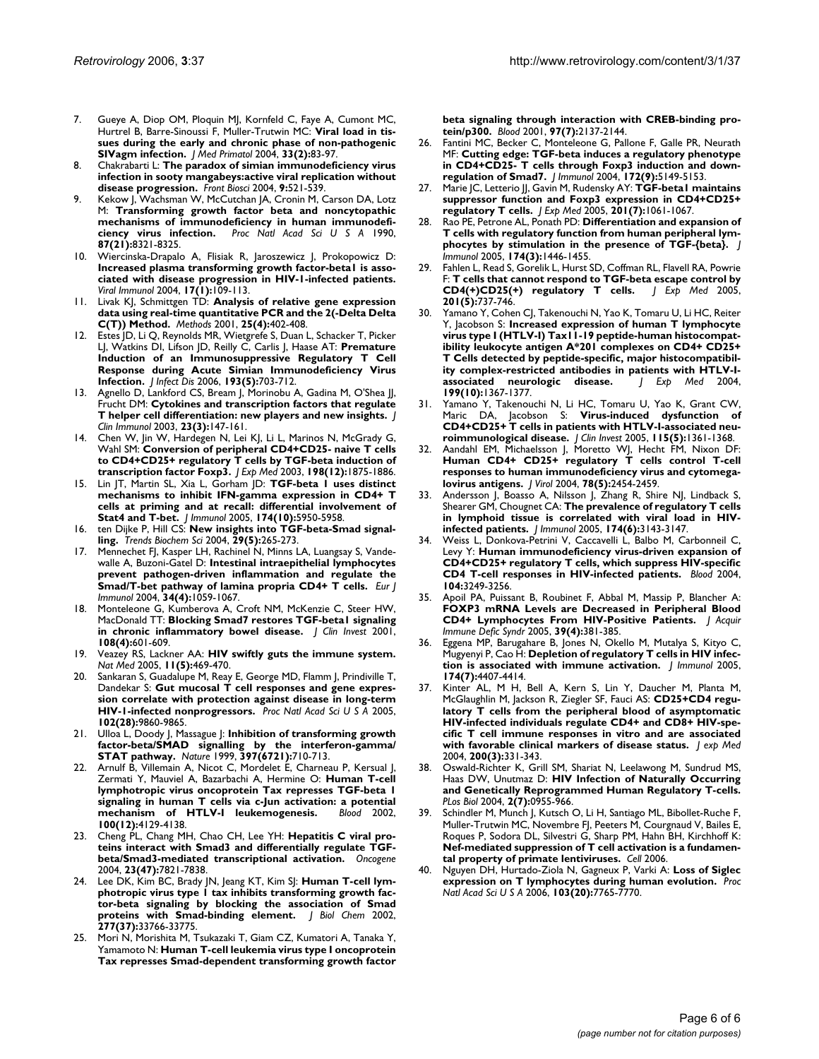7. Gueye A, Diop OM, Ploquin MJ, Kornfeld C, Faye A, Cumont MC, Hurtrel B, Barre-Sinoussi F, Muller-Trutwin MC: **Viral load in tissues during the early and chronic phase of non-pathogenic SIVagm infection.** *J Med Primatol* 2004, **33(2):**83-97.
8. Chakrabarti L: **The paradox of simian immunodeficiency virus infection in sooty mangabeys:active viral replication without disease progression.** *Front Biosci* 2004, **9:**521-539.
9. Kekow J, Wachsman W, McCutchan JA, Cronin M, Carson DA, Lotz M: **Transforming growth factor beta and noncytopathic mechanisms of immunodeficiency in human immunodeficiency virus infection.** *Proc Natl Acad Sci U S A* 1990, **87(21):**8321-8325.
10. Wiercinska-Drapalo A, Flisiak R, Jaroszewicz J, Prokopowicz D: **Increased plasma transforming growth factor-beta1 is associated with disease progression in HIV-1-infected patients.** *Viral Immunol* 2004, **17(1):**109-113.
11. Livak KJ, Schmittgen TD: **Analysis of relative gene expression data using real-time quantitative PCR and the 2(-Delta Delta C(T)) Method.** *Methods* 2001, **25(4):**402-408.
12. Estes JD, Li Q, Reynolds MR, Wietgrefe S, Duan L, Schacker T, Picker LJ, Watkins DI, Lifson JD, Reilly C, Carlis J, Haase AT: **Premature Induction of an Immunosuppressive Regulatory T Cell Response during Acute Simian Immunodeficiency Virus Infection.** *J Infect Dis* 2006, **193(5):**703-712.
13. Agnello D, Lankford CS, Bream J, Morinobu A, Gadina M, O'Shea JJ, Frucht DM: **Cytokines and transcription factors that regulate T helper cell differentiation: new players and new insights.** *J Clin Immunol* 2003, **23(3):**147-161.
14. Chen W, Jin W, Hardegen N, Lei KJ, Li L, Marinos N, McGrady G, Wahl SM: **Conversion of peripheral CD4+CD25- naive T cells to CD4+CD25+ regulatory T cells by TGF-beta induction of transcription factor Foxp3.** *J Exp Med* 2003, **198(12):**1875-1886.
15. Lin JT, Martin SL, Xia L, Gorham JD: **TGF-beta 1 uses distinct mechanisms to inhibit IFN-gamma expression in CD4+ T cells at priming and at recall: differential involvement of Stat4 and T-bet.** *J Immunol* 2005, **174(10):**5950-5958.
16. ten Dijke P, Hill CS: **New insights into TGF-beta-Smad signaling.** *Trends Biochem Sci* 2004, **29(5):**265-273.
17. Mennechet FJ, Kasper LH, Rachinel N, Minns LA, Luangsay S, Vandewalle A, Buzoni-Gatel D: **Intestinal intraepithelial lymphocytes prevent pathogen-driven inflammation and regulate the Smad/T-bet pathway of lamina propria CD4+ T cells.** *Eur J Immunol* 2004, **34(4):**1059-1067.
18. Monteleone G, Kumberova A, Croft NM, McKenzie C, Steer HW, MacDonald TT: **Blocking Smad7 restores TGF-beta1 signaling in chronic inflammatory bowel disease.** *J Clin Invest* 2001, **108(4):**601-609.
19. Veazey RS, Lackner AA: **HIV swiftly guts the immune system.** *Nat Med* 2005, **11(5):**469-470.
20. Sankaran S, Guadalupe M, Reay E, George MD, Flamm J, Prindiville T, Dandekar S: **Gut mucosal T cell responses and gene expression correlate with protection against disease in long-term HIV-1-infected nonprogressors.** *Proc Natl Acad Sci U S A* 2005, **102(28):**9860-9865.
21. Ulloa L, Doody J, Massague J: **Inhibition of transforming growth factor-beta/SMAD signalling by the interferon-gamma/STAT pathway.** *Nature* 1999, **397(6721):**710-713.
22. Arnulf B, Villemain A, Nicot C, Mordelet E, Charneau P, Kersual J, Zermati Y, Mauviel A, Bazarbachi A, Hermine O: **Human T-cell lymphotropic virus oncoprotein Tax represses TGF-beta 1 signaling in human T cells via c-Jun activation: a potential mechanism of HTLV-I leukemogenesis.** *Blood* 2002, **100(12):**4129-4138.
23. Cheng PL, Chang MH, Chao CH, Lee YH: **Hepatitis C viral proteins interact with Smad3 and differentially regulate TGF-beta/Smad3-mediated transcriptional activation.** *Oncogene* 2004, **23(47):**7821-7838.
24. Lee DK, Kim BC, Brady JN, Jeang KT, Kim SJ: **Human T-cell lymphotropic virus type 1 tax inhibits transforming growth factor-beta signaling by blocking the association of Smad proteins with Smad-binding element.** *J Biol Chem* 2002, **277(37):**33766-33775.
25. Mori N, Morishita M, Tsukazaki T, Giam CZ, Kumatori A, Tanaka Y, Yamamoto N: **Human T-cell leukemia virus type I oncoprotein Tax represses Smad-dependent transforming growth factor beta signaling through interaction with CREB-binding protein/p300.** *Blood* 2001, **97(7):**2137-2144.
26. Fantini MC, Becker C, Monteleone G, Pallone F, Galle PR, Neurath MF: **Cutting edge: TGF-beta induces a regulatory phenotype in CD4+CD25- T cells through Foxp3 induction and down-regulation of Smad7.** *J Immunol* 2004, **172(9):**5149-5153.
27. Marie JC, Letterio JJ, Gavin M, Rudensky AY: **TGF-beta1 maintains suppressor function and Foxp3 expression in CD4+CD25+ regulatory T cells.** *J Exp Med* 2005, **201(7):**1061-1067.
28. Rao PE, Petrone AL, Ponath PD: **Differentiation and expansion of T cells with regulatory function from human peripheral lymphocytes by stimulation in the presence of TGF-{beta}.** *J Immunol* 2005, **174(3):**1446-1455.
29. Fahlen L, Read S, Gorelik L, Hurst SD, Coffman RL, Flavell RA, Powrie F: **T cells that cannot respond to TGF-beta escape control by CD4(+)CD25(+) regulatory T cells.** *J Exp Med* 2005, **201(5):**737-746.
30. Yamano Y, Cohen CJ, Takenouchi N, Yao K, Tomaru U, Li HC, Reiter Y, Jacobson S: **Increased expression of human T lymphocyte virus type I (HTLV-I) Tax11-19 peptide-human histocompatibility leukocyte antigen A*201 complexes on CD4+ CD25+ T Cells detected by peptide-specific, major histocompatibility complex-restricted antibodies in patients with HTLV-I-associated neurologic disease.** *J Exp Med* 2004, **199(10):**1367-1377.
31. Yamano Y, Takenouchi N, Li HC, Tomaru U, Yao K, Grant CW, Maric DA, Jacobson S: **Virus-induced dysfunction of CD4+CD25+ T cells in patients with HTLV-I-associated neuroimmunological disease.** *J Clin Invest* 2005, **115(5):**1361-1368.
32. Aandahl EM, Michaelsson J, Moretto WJ, Hecht FM, Nixon DF: **Human CD4+ CD25+ regulatory T cells control T-cell responses to human immunodeficiency virus and cytomegalovirus antigens.** *J Virol* 2004, **78(5):**2454-2459.
33. Andersson J, Boasso A, Nilsson J, Zhang R, Shire NJ, Lindback S, Shearer GM, Chougnet CA: **The prevalence of regulatory T cells in lymphoid tissue is correlated with viral load in HIV-infected patients.** *J Immunol* 2005, **174(6):**3143-3147.
34. Weiss L, Donkova-Petrini V, Caccavelli L, Balbo M, Carbonneil C, Levy Y: **Human immunodeficiency virus-driven expansion of CD4+CD25+ regulatory T cells, which suppress HIV-specific CD4 T-cell responses in HIV-infected patients.** *Blood* 2004, **104:**3249-3256.
35. Apoil PA, Puissant B, Roubinet F, Abbal M, Massip P, Blancher A: **FOXP3 mRNA Levels are Decreased in Peripheral Blood CD4+ Lymphocytes From HIV-Positive Patients.** *J Acquir Immune Defic Syndr* 2005, **39(4):**381-385.
36. Eggena MP, Barugahare B, Jones N, Okello M, Mutalya S, Kityo C, Mugyenyi P, Cao H: **Depletion of regulatory T cells in HIV infection is associated with immune activation.** *J Immunol* 2005, **174(7):**4407-4414.
37. Kinter AL, M H, Bell A, Kern S, Lin Y, Daucher M, Planta M, McGlaughlin M, Jackson R, Ziegler SF, Fauci AS: **CD25+CD4 regulatory T cells from the peripheral blood of asymptomatic HIV-infected individuals regulate CD4+ and CD8+ HIV-specific T cell immune responses in vitro and are associated with favorable clinical markers of disease status.** *J exp Med* 2004, **200(3):**331-343.
38. Oswald-Richter K, Grill SM, Shariat N, Leelawong M, Sundrud MS, Haas DW, Unutmaz D: **HIV Infection of Naturally Occurring and Genetically Reprogrammed Human Regulatory T-cells.** *PLos Biol* 2004, **2(7):**0955-966.
39. Schindler M, Munch J, Kutsch O, Li H, Santiago ML, Bibollet-Ruche F, Muller-Trutwin MC, Novembre FJ, Peeters M, Courgnaud V, Bailes E, Roques P, Sodora DL, Silvestri G, Sharp PM, Hahn BH, Kirchhoff F: **Nef-mediated suppression of T cell activation is a fundamental property of primate lentiviruses.** *Cell* 2006.
40. Nguyen DH, Hurtado-Ziola N, Gagneux P, Varki A: **Loss of Siglec expression on T lymphocytes during human evolution.** *Proc Natl Acad Sci U S A* 2006, **103(20):**7765-7770.